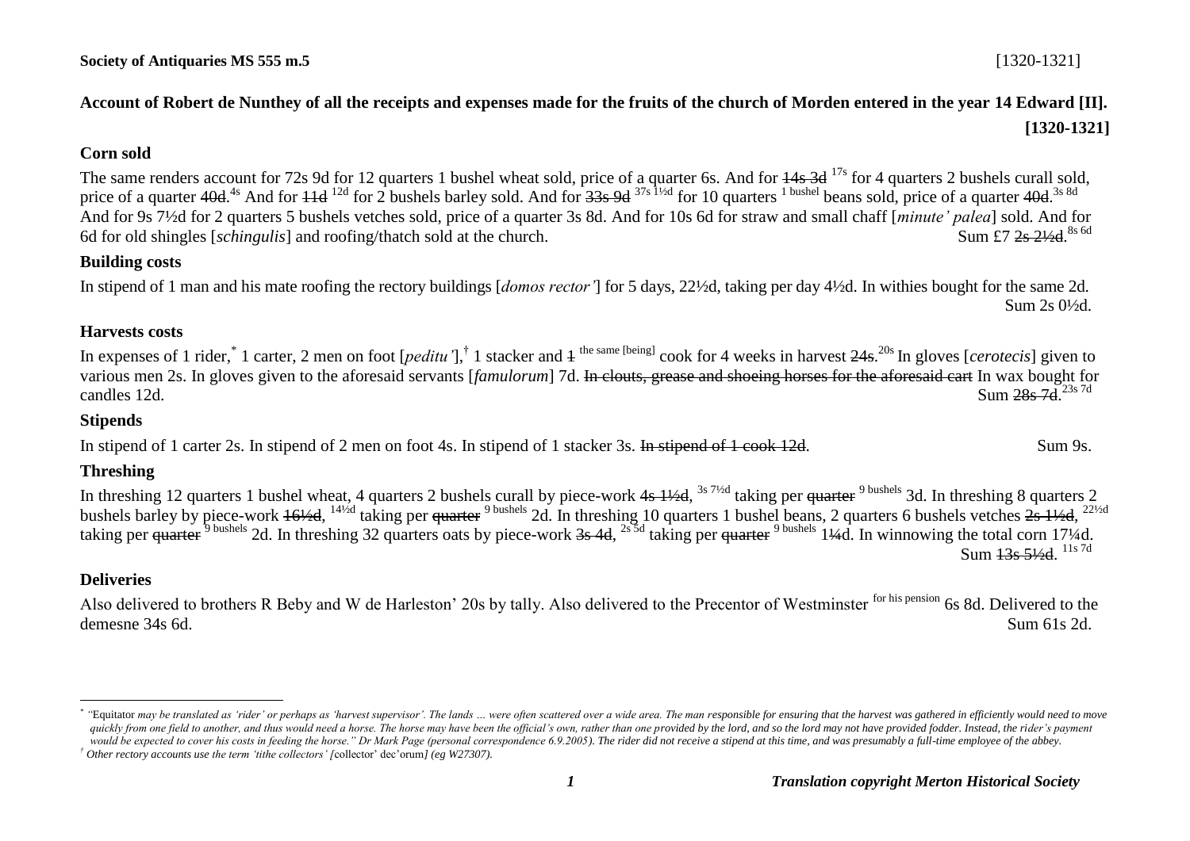**Society of Antiquaries MS 555 m.5** [1320-1321]

## Account of Robert de Nunthey of all the receipts and expenses made for the fruits of the church of Morden entered in the year 14 Edward [II]. [1320-1321]

### Corn sold

The same renders account for 72s 9d for 12 quarters 1 bushel wheat sold, price of a quarter 6s. And for ~~14s 3d~~ 17s for 4 quarters 2 bushels curall sold, price of a quarter ~~40d~~.4s And for ~~11d~~ 12d for 2 bushels barley sold. And for ~~33s 9d~~ 37s 1½d for 10 quarters 1 bushel beans sold, price of a quarter ~~40d~~.3s 8d And for 9s 7½d for 2 quarters 5 bushels vetches sold, price of a quarter 3s 8d. And for 10s 6d for straw and small chaff [*minute' palea*] sold. And for 6d for old shingles [*schingulis*] and roofing/thatch sold at the church. Sum £7 ~~2s 2½d~~.8s 6d

### Building costs

In stipend of 1 man and his mate roofing the rectory buildings [*domos rector'*] for 5 days, 22½d, taking per day 4½d. In withies bought for the same 2d. Sum 2s 0½d.

### Harvests costs

In expenses of 1 rider,* 1 carter, 2 men on foot [*peditu'*],† 1 stacker and ~~1~~ the same [being] cook for 4 weeks in harvest ~~24s~~.20s In gloves [*cerotecis*] given to various men 2s. In gloves given to the aforesaid servants [*famulorum*] 7d. ~~In clouts, grease and shoeing horses for the aforesaid cart~~ In wax bought for candles 12d. Sum ~~28s 7d~~.23s 7d

### Stipends

In stipend of 1 carter 2s. In stipend of 2 men on foot 4s. In stipend of 1 stacker 3s. ~~In stipend of 1 cook 12d~~. Sum 9s.

### Threshing

In threshing 12 quarters 1 bushel wheat, 4 quarters 2 bushels curall by piece-work ~~4s 1½d~~, 3s 7½d taking per ~~quarter~~ 9 bushels 3d. In threshing 8 quarters 2 bushels barley by piece-work ~~16½d~~, 14½d taking per ~~quarter~~ 9 bushels 2d. In threshing 10 quarters 1 bushel beans, 2 quarters 6 bushels vetches ~~2s 1½d~~, 22½d taking per ~~quarter~~ 9 bushels 2d. In threshing 32 quarters oats by piece-work ~~3s 4d~~, 2s 5d taking per ~~quarter~~ 9 bushels 1¼d. In winnowing the total corn 17¼d. Sum ~~13s 5½d~~. 11s 7d

### Deliveries

Also delivered to brothers R Beby and W de Harleston' 20s by tally. Also delivered to the Precentor of Westminster for his pension 6s 8d. Delivered to the demesne 34s 6d. Sum 61s 2d.

---

\* "Equitator *may be translated as 'rider' or perhaps as 'harvest supervisor'. The lands … were often scattered over a wide area. The man responsible for ensuring that the harvest was gathered in efficiently would need to move quickly from one field to another, and thus would need a horse. The horse may have been the official's own, rather than one provided by the lord, and so the lord may not have provided fodder. Instead, the rider's payment would be expected to cover his costs in feeding the horse." Dr Mark Page (personal correspondence 6.9.2005). The rider did not receive a stipend at this time, and was presumably a full-time employee of the abbey.*

† *Other rectory accounts use the term 'tithe collectors' [*collector' dec'orum*] (eg W27307).*

*Translation copyright Merton Historical Society*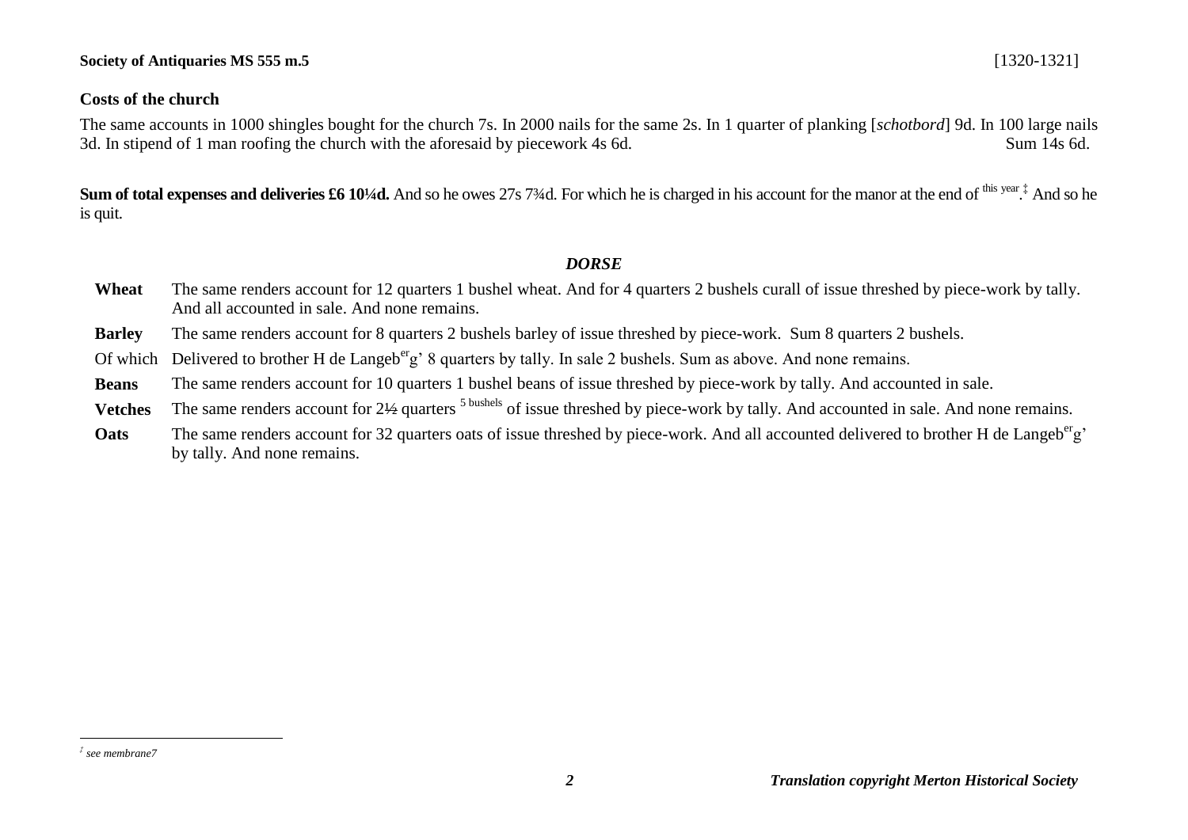**Society of Antiquaries MS 555 m.5** [1320-1321]

**Costs of the church**

The same accounts in 1000 shingles bought for the church 7s. In 2000 nails for the same 2s. In 1 quarter of planking [*schotbord*] 9d. In 100 large nails 3d. In stipend of 1 man roofing the church with the aforesaid by piecework 4s 6d. Sum 14s 6d.

**Sum of total expenses and deliveries £6 10¼d.** And so he owes 27s 7¾d. For which he is charged in his account for the manor at the end of this year.[‡] And so he is quit.

### *DORSE*

| | |
|---|---|
| **Wheat** | The same renders account for 12 quarters 1 bushel wheat. And for 4 quarters 2 bushels curall of issue threshed by piece-work by tally. And all accounted in sale. And none remains. |
| **Barley** | The same renders account for 8 quarters 2 bushels barley of issue threshed by piece-work. Sum 8 quarters 2 bushels. |
| Of which | Delivered to brother H de Langeb[er]g' 8 quarters by tally. In sale 2 bushels. Sum as above. And none remains. |
| **Beans** | The same renders account for 10 quarters 1 bushel beans of issue threshed by piece-work by tally. And accounted in sale. |
| **Vetches** | The same renders account for ~~2½~~ quarters 5 bushels of issue threshed by piece-work by tally. And accounted in sale. And none remains. |
| **Oats** | The same renders account for 32 quarters oats of issue threshed by piece-work. And all accounted delivered to brother H de Langeb[er]g' by tally. And none remains. |

[‡] *see membrane7*